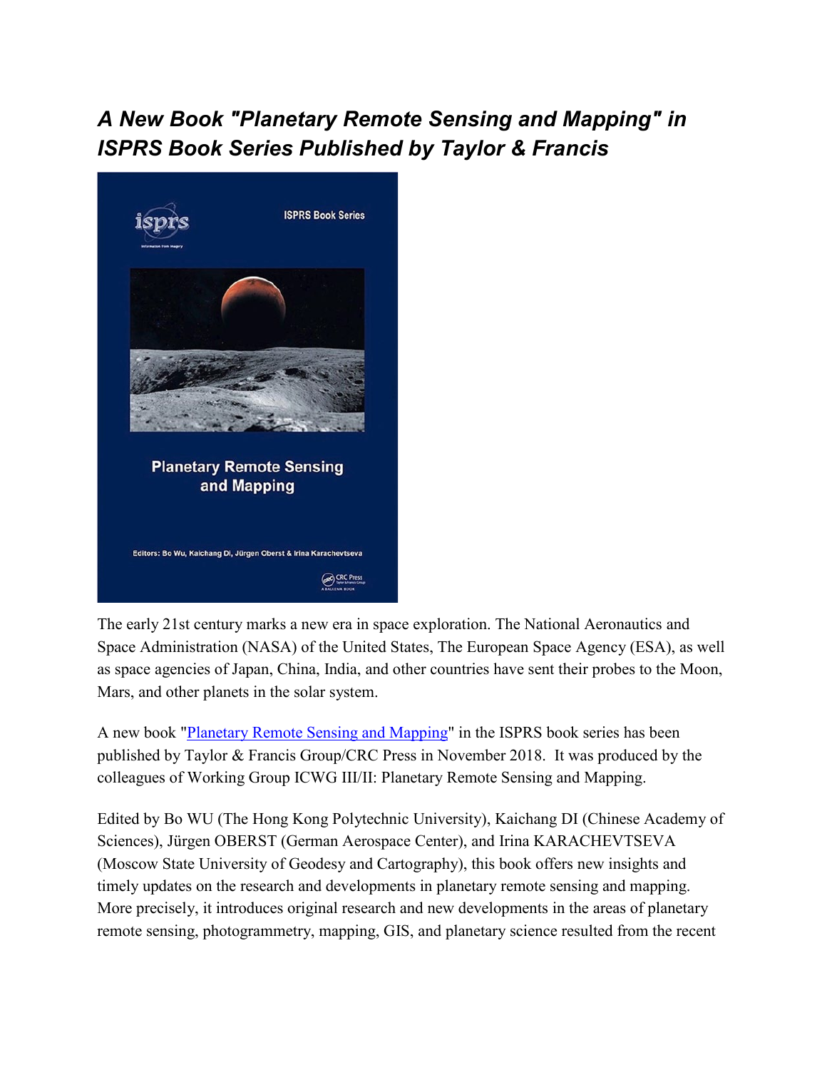# *A New Book "Planetary Remote Sensing and Mapping" in ISPRS Book Series Published by Taylor & Francis*

The early 21st century marks a new era in space exploration. The National Aeronautics and Space Administration (NASA) of the United States, The European Space Agency (ESA), as well as space agencies of Japan, China, India, and other countries have sent their probes to the Moon, Mars, and other planets in the solar system.

A new book "Planetary Remote Sensing and Mapping" in the ISPRS book series has been published by Taylor & Francis Group/CRC Press in November 2018. It was produced by the colleagues of Working Group ICWG III/II: Planetary Remote Sensing and Mapping.

Edited by Bo WU (The Hong Kong Polytechnic University), Kaichang DI (Chinese Academy of Sciences), Jürgen OBERST (German Aerospace Center), and Irina KARACHEVTSEVA (Moscow State University of Geodesy and Cartography), this book offers new insights and timely updates on the research and developments in planetary remote sensing and mapping. More precisely, it introduces original research and new developments in the areas of planetary remote sensing, photogrammetry, mapping, GIS, and planetary science resulted from the recent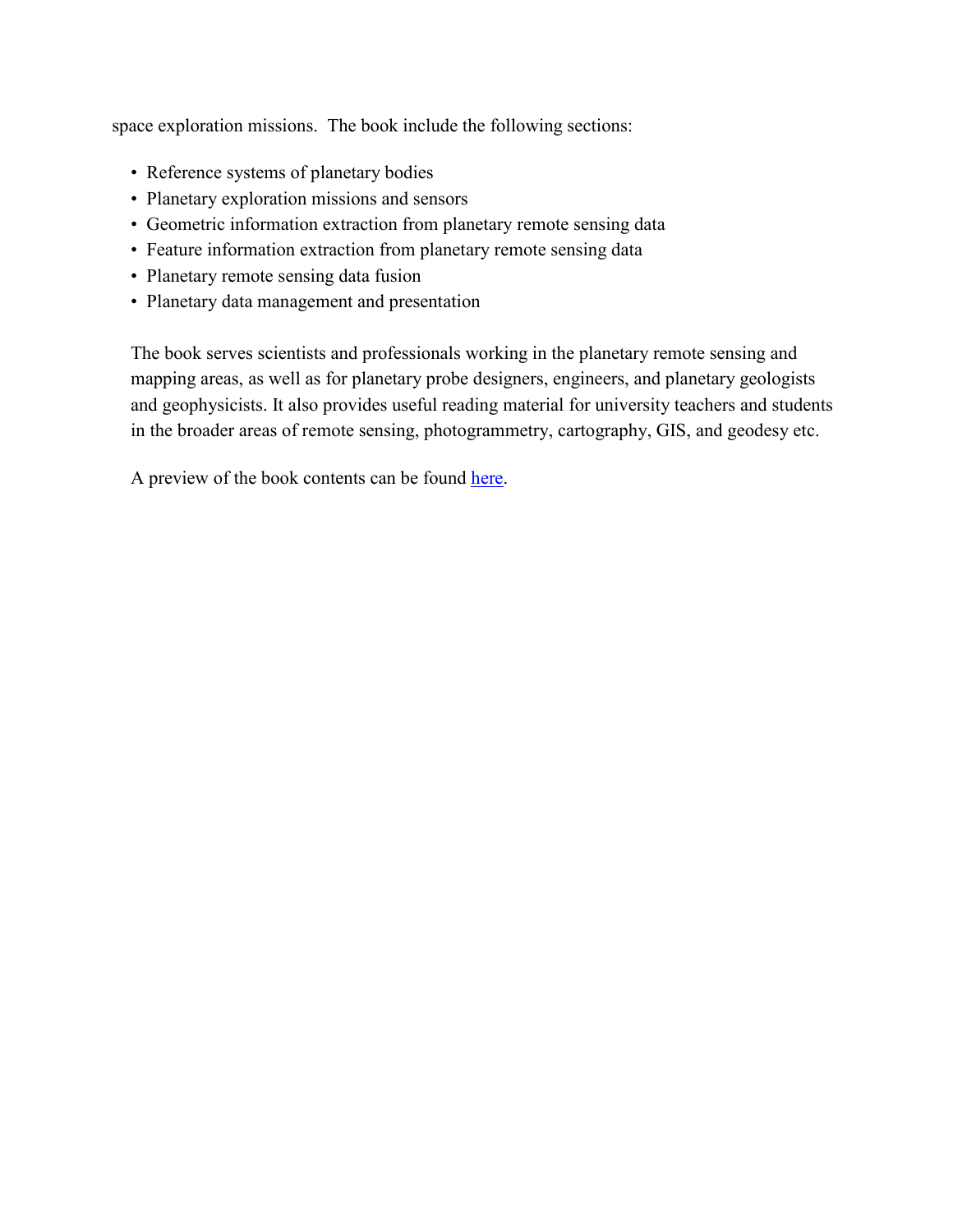space exploration missions.  The book include the following sections:

- Reference systems of planetary bodies
- Planetary exploration missions and sensors
- Geometric information extraction from planetary remote sensing data
- Feature information extraction from planetary remote sensing data
- Planetary remote sensing data fusion
- Planetary data management and presentation

The book serves scientists and professionals working in the planetary remote sensing and mapping areas, as well as for planetary probe designers, engineers, and planetary geologists and geophysicists. It also provides useful reading material for university teachers and students in the broader areas of remote sensing, photogrammetry, cartography, GIS, and geodesy etc.

A preview of the book contents can be found here.